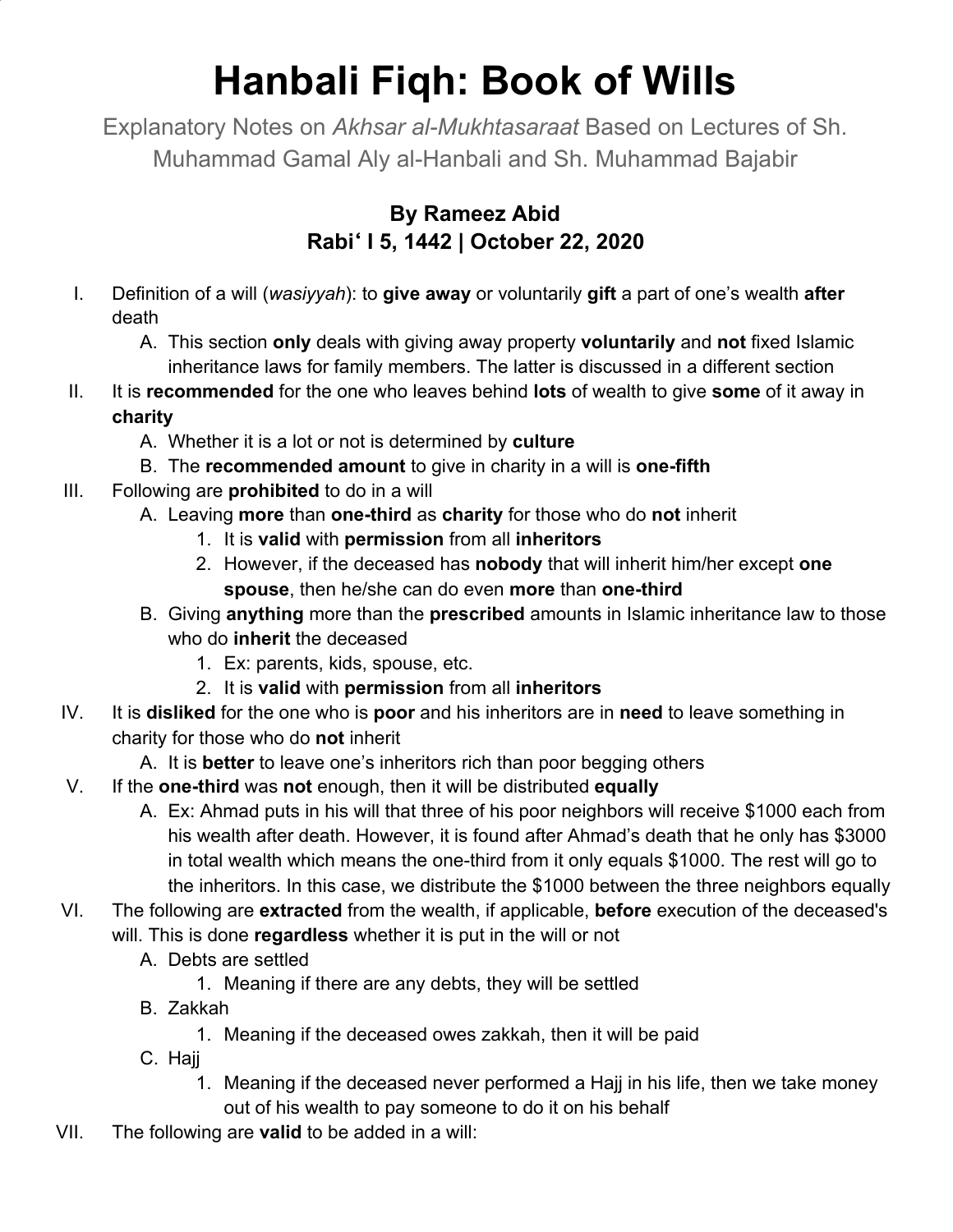# Hanbali Fiqh: Book of Wills

Explanatory Notes on *Akhsar al-Mukhtasaraat* Based on Lectures of Sh. Muhammad Gamal Aly al-Hanbali and Sh. Muhammad Bajabir

**By Rameez Abid**
**Rabiʿ I 5, 1442 | October 22, 2020**

I. Definition of a will (*wasiyyah*): to **give away** or voluntarily **gift** a part of one's wealth **after** death
   A. This section **only** deals with giving away property **voluntarily** and **not** fixed Islamic inheritance laws for family members. The latter is discussed in a different section

II. It is **recommended** for the one who leaves behind **lots** of wealth to give **some** of it away in **charity**
   A. Whether it is a lot or not is determined by **culture**
   B. The **recommended amount** to give in charity in a will is **one-fifth**

III. Following are **prohibited** to do in a will
   A. Leaving **more** than **one-third** as **charity** for those who do **not** inherit
      1. It is **valid** with **permission** from all **inheritors**
      2. However, if the deceased has **nobody** that will inherit him/her except **one spouse**, then he/she can do even **more** than **one-third**
   B. Giving **anything** more than the **prescribed** amounts in Islamic inheritance law to those who do **inherit** the deceased
      1. Ex: parents, kids, spouse, etc.
      2. It is **valid** with **permission** from all **inheritors**

IV. It is **disliked** for the one who is **poor** and his inheritors are in **need** to leave something in charity for those who do **not** inherit
   A. It is **better** to leave one's inheritors rich than poor begging others

V. If the **one-third** was **not** enough, then it will be distributed **equally**
   A. Ex: Ahmad puts in his will that three of his poor neighbors will receive $1000 each from his wealth after death. However, it is found after Ahmad's death that he only has $3000 in total wealth which means the one-third from it only equals $1000. The rest will go to the inheritors. In this case, we distribute the $1000 between the three neighbors equally

VI. The following are **extracted** from the wealth, if applicable, **before** execution of the deceased's will. This is done **regardless** whether it is put in the will or not
   A. Debts are settled
      1. Meaning if there are any debts, they will be settled
   B. Zakkah
      1. Meaning if the deceased owes zakkah, then it will be paid
   C. Hajj
      1. Meaning if the deceased never performed a Hajj in his life, then we take money out of his wealth to pay someone to do it on his behalf

VII. The following are **valid** to be added in a will: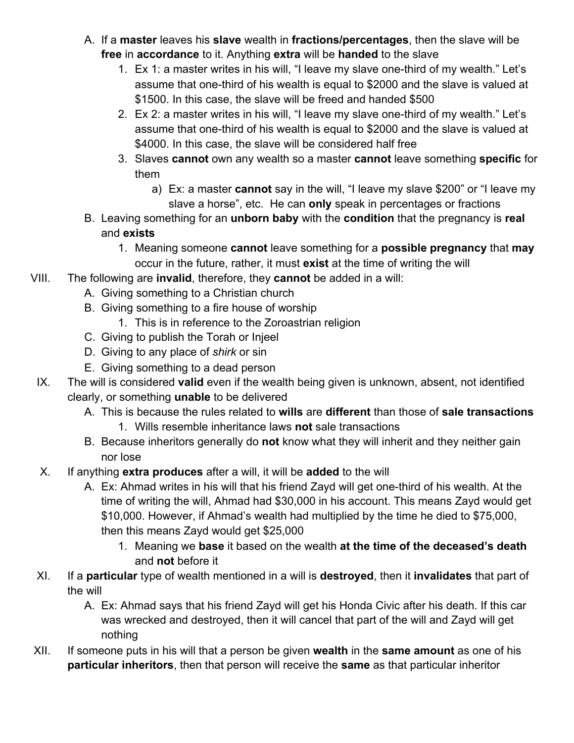A. If a **master** leaves his **slave** wealth in **fractions/percentages**, then the slave will be **free** in **accordance** to it. Anything **extra** will be **handed** to the slave
   1. Ex 1: a master writes in his will, "I leave my slave one-third of my wealth." Let's assume that one-third of his wealth is equal to $2000 and the slave is valued at $1500. In this case, the slave will be freed and handed $500
   2. Ex 2: a master writes in his will, "I leave my slave one-third of my wealth." Let's assume that one-third of his wealth is equal to $2000 and the slave is valued at $4000. In this case, the slave will be considered half free
   3. Slaves **cannot** own any wealth so a master **cannot** leave something **specific** for them
      a) Ex: a master **cannot** say in the will, "I leave my slave $200" or "I leave my slave a horse", etc. He can **only** speak in percentages or fractions

B. Leaving something for an **unborn baby** with the **condition** that the pregnancy is **real** and **exists**
   1. Meaning someone **cannot** leave something for a **possible pregnancy** that **may** occur in the future, rather, it must **exist** at the time of writing the will

VIII. The following are **invalid**, therefore, they **cannot** be added in a will:

A. Giving something to a Christian church

B. Giving something to a fire house of worship
   1. This is in reference to the Zoroastrian religion

C. Giving to publish the Torah or Injeel

D. Giving to any place of *shirk* or sin

E. Giving something to a dead person

IX. The will is considered **valid** even if the wealth being given is unknown, absent, not identified clearly, or something **unable** to be delivered

A. This is because the rules related to **wills** are **different** than those of **sale transactions**
   1. Wills resemble inheritance laws **not** sale transactions

B. Because inheritors generally do **not** know what they will inherit and they neither gain nor lose

X. If anything **extra produces** after a will, it will be **added** to the will

A. Ex: Ahmad writes in his will that his friend Zayd will get one-third of his wealth. At the time of writing the will, Ahmad had $30,000 in his account. This means Zayd would get $10,000. However, if Ahmad's wealth had multiplied by the time he died to $75,000, then this means Zayd would get $25,000
   1. Meaning we **base** it based on the wealth **at the time of the deceased's death** and **not** before it

XI. If a **particular** type of wealth mentioned in a will is **destroyed**, then it **invalidates** that part of the will

A. Ex: Ahmad says that his friend Zayd will get his Honda Civic after his death. If this car was wrecked and destroyed, then it will cancel that part of the will and Zayd will get nothing

XII. If someone puts in his will that a person be given **wealth** in the **same amount** as one of his **particular inheritors**, then that person will receive the **same** as that particular inheritor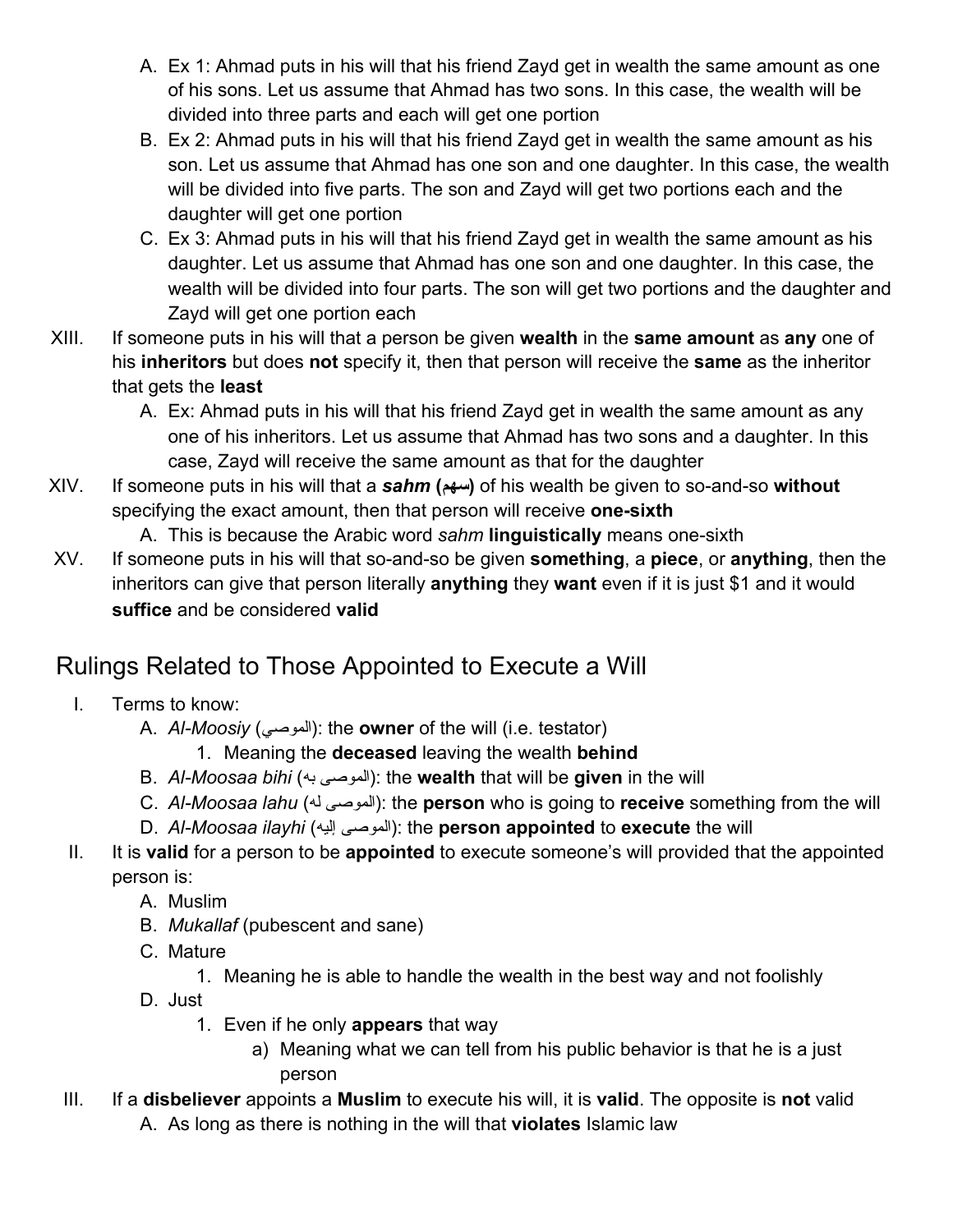A. Ex 1: Ahmad puts in his will that his friend Zayd get in wealth the same amount as one of his sons. Let us assume that Ahmad has two sons. In this case, the wealth will be divided into three parts and each will get one portion
   B. Ex 2: Ahmad puts in his will that his friend Zayd get in wealth the same amount as his son. Let us assume that Ahmad has one son and one daughter. In this case, the wealth will be divided into five parts. The son and Zayd will get two portions each and the daughter will get one portion
   C. Ex 3: Ahmad puts in his will that his friend Zayd get in wealth the same amount as his daughter. Let us assume that Ahmad has one son and one daughter. In this case, the wealth will be divided into four parts. The son will get two portions and the daughter and Zayd will get one portion each

XIII. If someone puts in his will that a person be given **wealth** in the **same amount** as **any** one of his **inheritors** but does **not** specify it, then that person will receive the **same** as the inheritor that gets the **least**

   A. Ex: Ahmad puts in his will that his friend Zayd get in wealth the same amount as any one of his inheritors. Let us assume that Ahmad has two sons and a daughter. In this case, Zayd will receive the same amount as that for the daughter

XIV. If someone puts in his will that a ***sahm*** **(سهم)** of his wealth be given to so-and-so **without** specifying the exact amount, then that person will receive **one-sixth**

   A. This is because the Arabic word *sahm* **linguistically** means one-sixth

XV. If someone puts in his will that so-and-so be given **something**, a **piece**, or **anything**, then the inheritors can give that person literally **anything** they **want** even if it is just $1 and it would **suffice** and be considered **valid**

## Rulings Related to Those Appointed to Execute a Will

I. Terms to know:

   A. *Al-Moosiy* (الموصي): the **owner** of the will (i.e. testator)
      1. Meaning the **deceased** leaving the wealth **behind**
   B. *Al-Moosaa bihi* (الموصى به): the **wealth** that will be **given** in the will
   C. *Al-Moosaa lahu* (الموصى له): the **person** who is going to **receive** something from the will
   D. *Al-Moosaa ilayhi* (الموصى إليه): the **person appointed** to **execute** the will

II. It is **valid** for a person to be **appointed** to execute someone's will provided that the appointed person is:

   A. Muslim
   B. *Mukallaf* (pubescent and sane)
   C. Mature
      1. Meaning he is able to handle the wealth in the best way and not foolishly
   D. Just
      1. Even if he only **appears** that way
         a) Meaning what we can tell from his public behavior is that he is a just person

III. If a **disbeliever** appoints a **Muslim** to execute his will, it is **valid**. The opposite is **not** valid

   A. As long as there is nothing in the will that **violates** Islamic law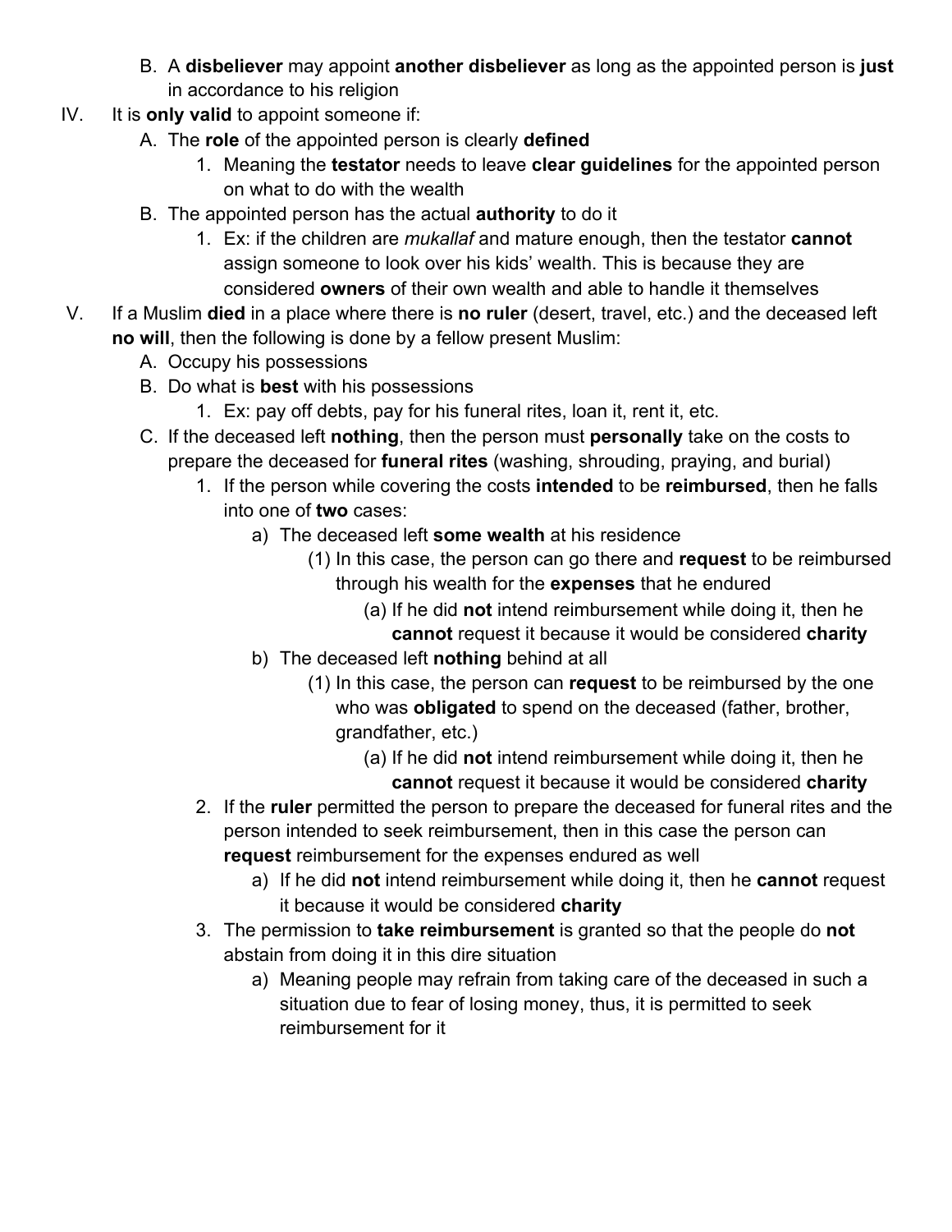B. A **disbeliever** may appoint **another disbeliever** as long as the appointed person is **just** in accordance to his religion

IV. It is **only valid** to appoint someone if:
   A. The **role** of the appointed person is clearly **defined**
      1. Meaning the **testator** needs to leave **clear guidelines** for the appointed person on what to do with the wealth
   B. The appointed person has the actual **authority** to do it
      1. Ex: if the children are *mukallaf* and mature enough, then the testator **cannot** assign someone to look over his kids' wealth. This is because they are considered **owners** of their own wealth and able to handle it themselves

V. If a Muslim **died** in a place where there is **no ruler** (desert, travel, etc.) and the deceased left **no will**, then the following is done by a fellow present Muslim:
   A. Occupy his possessions
   B. Do what is **best** with his possessions
      1. Ex: pay off debts, pay for his funeral rites, loan it, rent it, etc.
   C. If the deceased left **nothing**, then the person must **personally** take on the costs to prepare the deceased for **funeral rites** (washing, shrouding, praying, and burial)
      1. If the person while covering the costs **intended** to be **reimbursed**, then he falls into one of **two** cases:
         a) The deceased left **some wealth** at his residence
            (1) In this case, the person can go there and **request** to be reimbursed through his wealth for the **expenses** that he endured
               (a) If he did **not** intend reimbursement while doing it, then he **cannot** request it because it would be considered **charity**
         b) The deceased left **nothing** behind at all
            (1) In this case, the person can **request** to be reimbursed by the one who was **obligated** to spend on the deceased (father, brother, grandfather, etc.)
               (a) If he did **not** intend reimbursement while doing it, then he **cannot** request it because it would be considered **charity**
      2. If the **ruler** permitted the person to prepare the deceased for funeral rites and the person intended to seek reimbursement, then in this case the person can **request** reimbursement for the expenses endured as well
         a) If he did **not** intend reimbursement while doing it, then he **cannot** request it because it would be considered **charity**
      3. The permission to **take reimbursement** is granted so that the people do **not** abstain from doing it in this dire situation
         a) Meaning people may refrain from taking care of the deceased in such a situation due to fear of losing money, thus, it is permitted to seek reimbursement for it